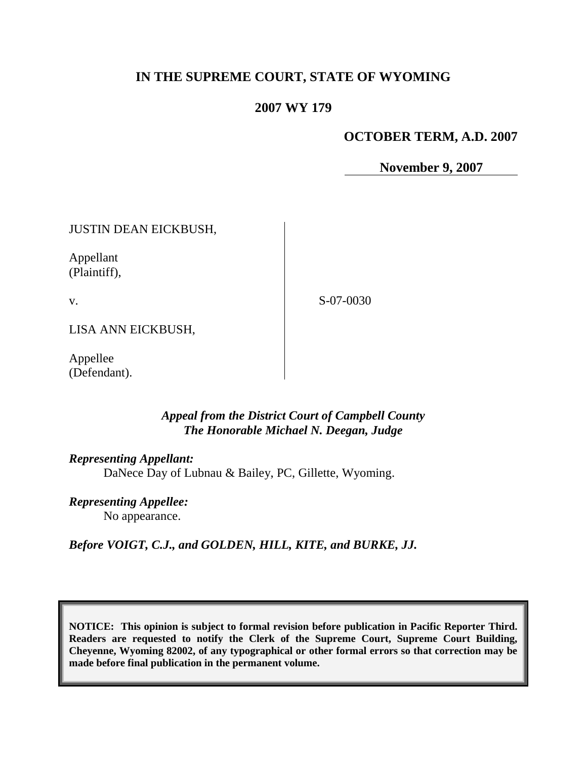**IN THE SUPREME COURT, STATE OF WYOMING**

**2007 WY 179**

**OCTOBER TERM, A.D. 2007**

**November 9, 2007**

JUSTIN DEAN EICKBUSH,

Appellant
(Plaintiff),

v.

LISA ANN EICKBUSH,

Appellee
(Defendant).

S-07-0030

***Appeal from the District Court of Campbell County***
***The Honorable Michael N. Deegan, Judge***

***Representing Appellant:***
DaNece Day of Lubnau & Bailey, PC, Gillette, Wyoming.

***Representing Appellee:***
No appearance.

***Before VOIGT, C.J., and GOLDEN, HILL, KITE, and BURKE, JJ.***

**NOTICE: This opinion is subject to formal revision before publication in Pacific Reporter Third. Readers are requested to notify the Clerk of the Supreme Court, Supreme Court Building, Cheyenne, Wyoming 82002, of any typographical or other formal errors so that correction may be made before final publication in the permanent volume.**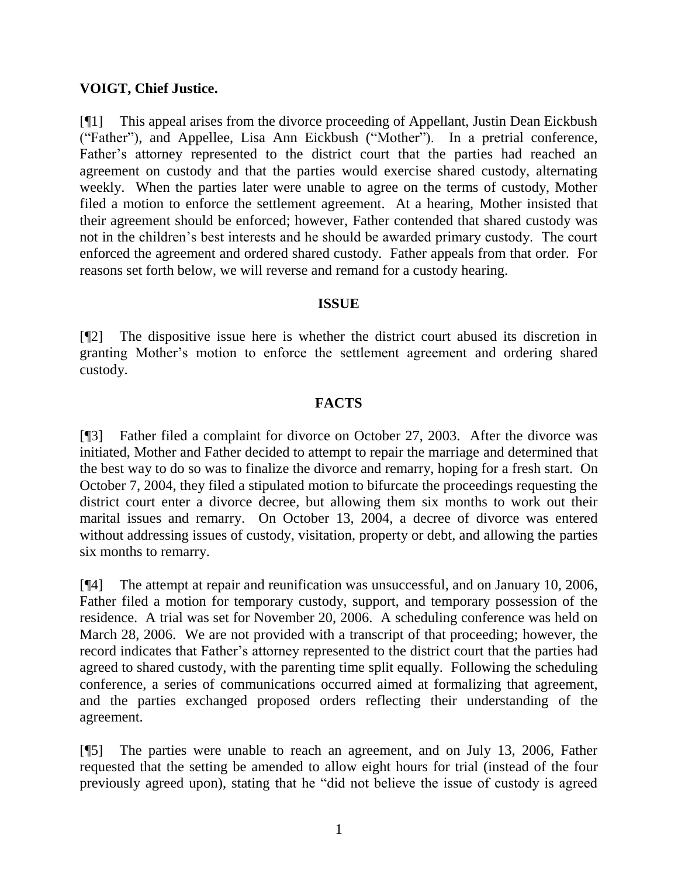**VOIGT, Chief Justice.**

[¶1] This appeal arises from the divorce proceeding of Appellant, Justin Dean Eickbush ("Father"), and Appellee, Lisa Ann Eickbush ("Mother"). In a pretrial conference, Father's attorney represented to the district court that the parties had reached an agreement on custody and that the parties would exercise shared custody, alternating weekly. When the parties later were unable to agree on the terms of custody, Mother filed a motion to enforce the settlement agreement. At a hearing, Mother insisted that their agreement should be enforced; however, Father contended that shared custody was not in the children's best interests and he should be awarded primary custody. The court enforced the agreement and ordered shared custody. Father appeals from that order. For reasons set forth below, we will reverse and remand for a custody hearing.

## ISSUE

[¶2] The dispositive issue here is whether the district court abused its discretion in granting Mother's motion to enforce the settlement agreement and ordering shared custody.

## FACTS

[¶3] Father filed a complaint for divorce on October 27, 2003. After the divorce was initiated, Mother and Father decided to attempt to repair the marriage and determined that the best way to do so was to finalize the divorce and remarry, hoping for a fresh start. On October 7, 2004, they filed a stipulated motion to bifurcate the proceedings requesting the district court enter a divorce decree, but allowing them six months to work out their marital issues and remarry. On October 13, 2004, a decree of divorce was entered without addressing issues of custody, visitation, property or debt, and allowing the parties six months to remarry.

[¶4] The attempt at repair and reunification was unsuccessful, and on January 10, 2006, Father filed a motion for temporary custody, support, and temporary possession of the residence. A trial was set for November 20, 2006. A scheduling conference was held on March 28, 2006. We are not provided with a transcript of that proceeding; however, the record indicates that Father's attorney represented to the district court that the parties had agreed to shared custody, with the parenting time split equally. Following the scheduling conference, a series of communications occurred aimed at formalizing that agreement, and the parties exchanged proposed orders reflecting their understanding of the agreement.

[¶5] The parties were unable to reach an agreement, and on July 13, 2006, Father requested that the setting be amended to allow eight hours for trial (instead of the four previously agreed upon), stating that he "did not believe the issue of custody is agreed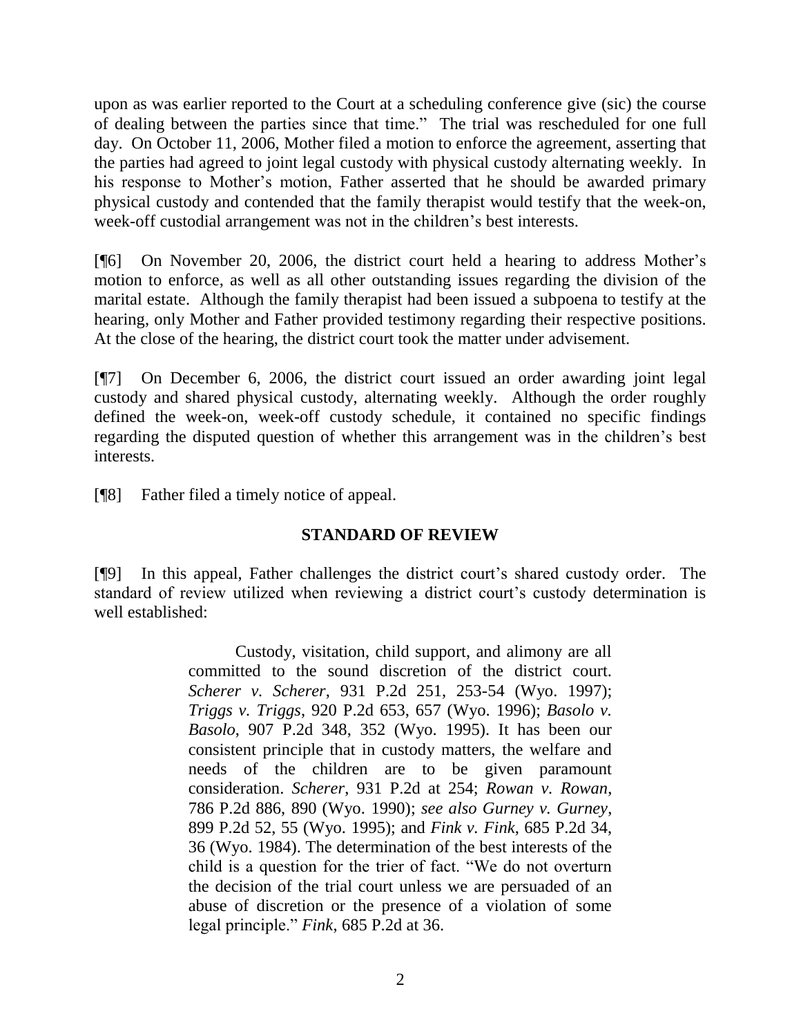upon as was earlier reported to the Court at a scheduling conference give (sic) the course of dealing between the parties since that time." The trial was rescheduled for one full day. On October 11, 2006, Mother filed a motion to enforce the agreement, asserting that the parties had agreed to joint legal custody with physical custody alternating weekly. In his response to Mother's motion, Father asserted that he should be awarded primary physical custody and contended that the family therapist would testify that the week-on, week-off custodial arrangement was not in the children's best interests.

[¶6] On November 20, 2006, the district court held a hearing to address Mother's motion to enforce, as well as all other outstanding issues regarding the division of the marital estate. Although the family therapist had been issued a subpoena to testify at the hearing, only Mother and Father provided testimony regarding their respective positions. At the close of the hearing, the district court took the matter under advisement.

[¶7] On December 6, 2006, the district court issued an order awarding joint legal custody and shared physical custody, alternating weekly. Although the order roughly defined the week-on, week-off custody schedule, it contained no specific findings regarding the disputed question of whether this arrangement was in the children's best interests.

[¶8] Father filed a timely notice of appeal.

## STANDARD OF REVIEW

[¶9] In this appeal, Father challenges the district court's shared custody order. The standard of review utilized when reviewing a district court's custody determination is well established:

> Custody, visitation, child support, and alimony are all committed to the sound discretion of the district court. *Scherer v. Scherer*, 931 P.2d 251, 253-54 (Wyo. 1997); *Triggs v. Triggs*, 920 P.2d 653, 657 (Wyo. 1996); *Basolo v. Basolo*, 907 P.2d 348, 352 (Wyo. 1995). It has been our consistent principle that in custody matters, the welfare and needs of the children are to be given paramount consideration. *Scherer*, 931 P.2d at 254; *Rowan v. Rowan*, 786 P.2d 886, 890 (Wyo. 1990); *see also Gurney v. Gurney*, 899 P.2d 52, 55 (Wyo. 1995); and *Fink v. Fink*, 685 P.2d 34, 36 (Wyo. 1984). The determination of the best interests of the child is a question for the trier of fact. "We do not overturn the decision of the trial court unless we are persuaded of an abuse of discretion or the presence of a violation of some legal principle." *Fink*, 685 P.2d at 36.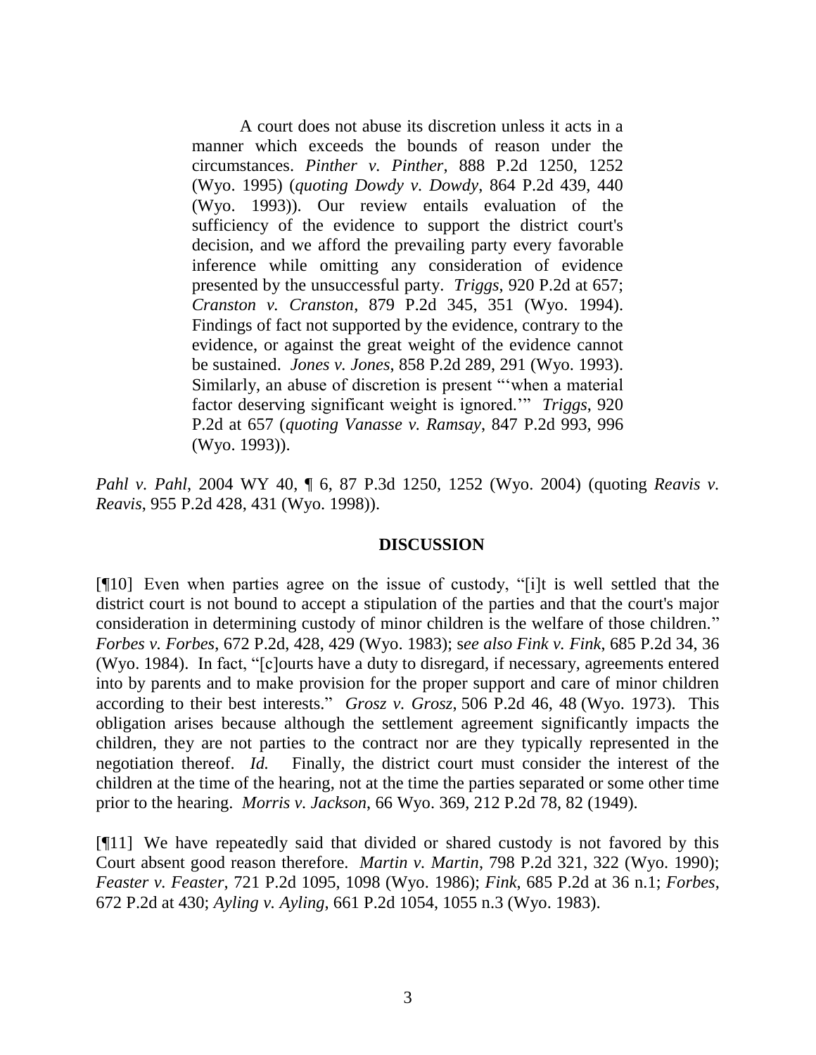> A court does not abuse its discretion unless it acts in a manner which exceeds the bounds of reason under the circumstances. *Pinther v. Pinther*, 888 P.2d 1250, 1252 (Wyo. 1995) (*quoting Dowdy v. Dowdy*, 864 P.2d 439, 440 (Wyo. 1993)). Our review entails evaluation of the sufficiency of the evidence to support the district court's decision, and we afford the prevailing party every favorable inference while omitting any consideration of evidence presented by the unsuccessful party. *Triggs*, 920 P.2d at 657; *Cranston v. Cranston*, 879 P.2d 345, 351 (Wyo. 1994). Findings of fact not supported by the evidence, contrary to the evidence, or against the great weight of the evidence cannot be sustained. *Jones v. Jones*, 858 P.2d 289, 291 (Wyo. 1993). Similarly, an abuse of discretion is present "'when a material factor deserving significant weight is ignored.'" *Triggs*, 920 P.2d at 657 (*quoting Vanasse v. Ramsay*, 847 P.2d 993, 996 (Wyo. 1993)).

*Pahl v. Pahl*, 2004 WY 40, ¶ 6, 87 P.3d 1250, 1252 (Wyo. 2004) (quoting *Reavis v. Reavis*, 955 P.2d 428, 431 (Wyo. 1998)).

## DISCUSSION

[¶10] Even when parties agree on the issue of custody, "[i]t is well settled that the district court is not bound to accept a stipulation of the parties and that the court's major consideration in determining custody of minor children is the welfare of those children." *Forbes v. Forbes*, 672 P.2d, 428, 429 (Wyo. 1983); s*ee also Fink v. Fink*, 685 P.2d 34, 36 (Wyo. 1984). In fact, "[c]ourts have a duty to disregard, if necessary, agreements entered into by parents and to make provision for the proper support and care of minor children according to their best interests." *Grosz v. Grosz*, 506 P.2d 46, 48 (Wyo. 1973). This obligation arises because although the settlement agreement significantly impacts the children, they are not parties to the contract nor are they typically represented in the negotiation thereof. *Id.* Finally, the district court must consider the interest of the children at the time of the hearing, not at the time the parties separated or some other time prior to the hearing. *Morris v. Jackson*, 66 Wyo. 369, 212 P.2d 78, 82 (1949).

[¶11] We have repeatedly said that divided or shared custody is not favored by this Court absent good reason therefore. *Martin v. Martin*, 798 P.2d 321, 322 (Wyo. 1990); *Feaster v. Feaster*, 721 P.2d 1095, 1098 (Wyo. 1986); *Fink*, 685 P.2d at 36 n.1; *Forbes*, 672 P.2d at 430; *Ayling v. Ayling*, 661 P.2d 1054, 1055 n.3 (Wyo. 1983).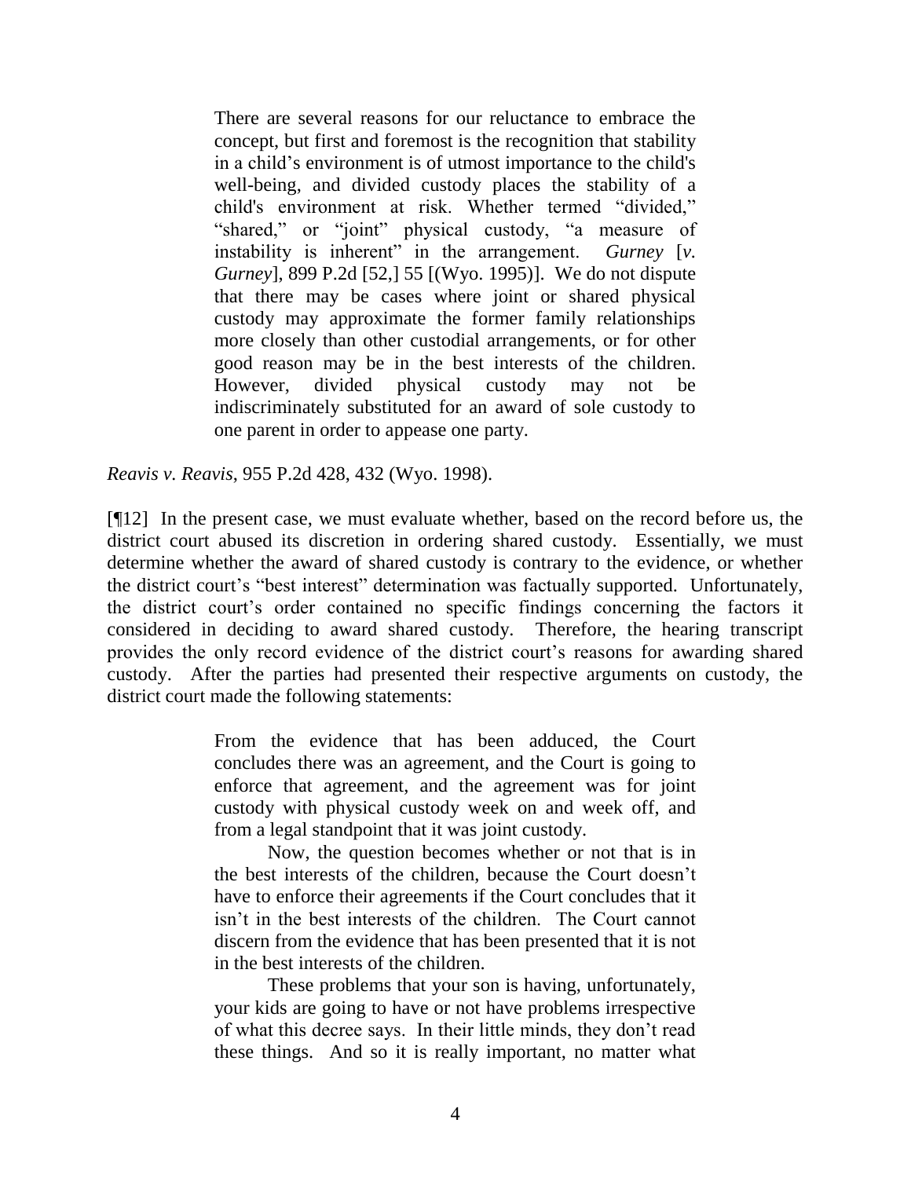> There are several reasons for our reluctance to embrace the concept, but first and foremost is the recognition that stability in a child's environment is of utmost importance to the child's well-being, and divided custody places the stability of a child's environment at risk. Whether termed "divided," "shared," or "joint" physical custody, "a measure of instability is inherent" in the arrangement. *Gurney* [*v. Gurney*], 899 P.2d [52,] 55 [(Wyo. 1995)]. We do not dispute that there may be cases where joint or shared physical custody may approximate the former family relationships more closely than other custodial arrangements, or for other good reason may be in the best interests of the children. However, divided physical custody may not be indiscriminately substituted for an award of sole custody to one parent in order to appease one party.

*Reavis v. Reavis*, 955 P.2d 428, 432 (Wyo. 1998).

[¶12] In the present case, we must evaluate whether, based on the record before us, the district court abused its discretion in ordering shared custody. Essentially, we must determine whether the award of shared custody is contrary to the evidence, or whether the district court's "best interest" determination was factually supported. Unfortunately, the district court's order contained no specific findings concerning the factors it considered in deciding to award shared custody. Therefore, the hearing transcript provides the only record evidence of the district court's reasons for awarding shared custody. After the parties had presented their respective arguments on custody, the district court made the following statements:

> From the evidence that has been adduced, the Court concludes there was an agreement, and the Court is going to enforce that agreement, and the agreement was for joint custody with physical custody week on and week off, and from a legal standpoint that it was joint custody.
>
> Now, the question becomes whether or not that is in the best interests of the children, because the Court doesn't have to enforce their agreements if the Court concludes that it isn't in the best interests of the children. The Court cannot discern from the evidence that has been presented that it is not in the best interests of the children.
>
> These problems that your son is having, unfortunately, your kids are going to have or not have problems irrespective of what this decree says. In their little minds, they don't read these things. And so it is really important, no matter what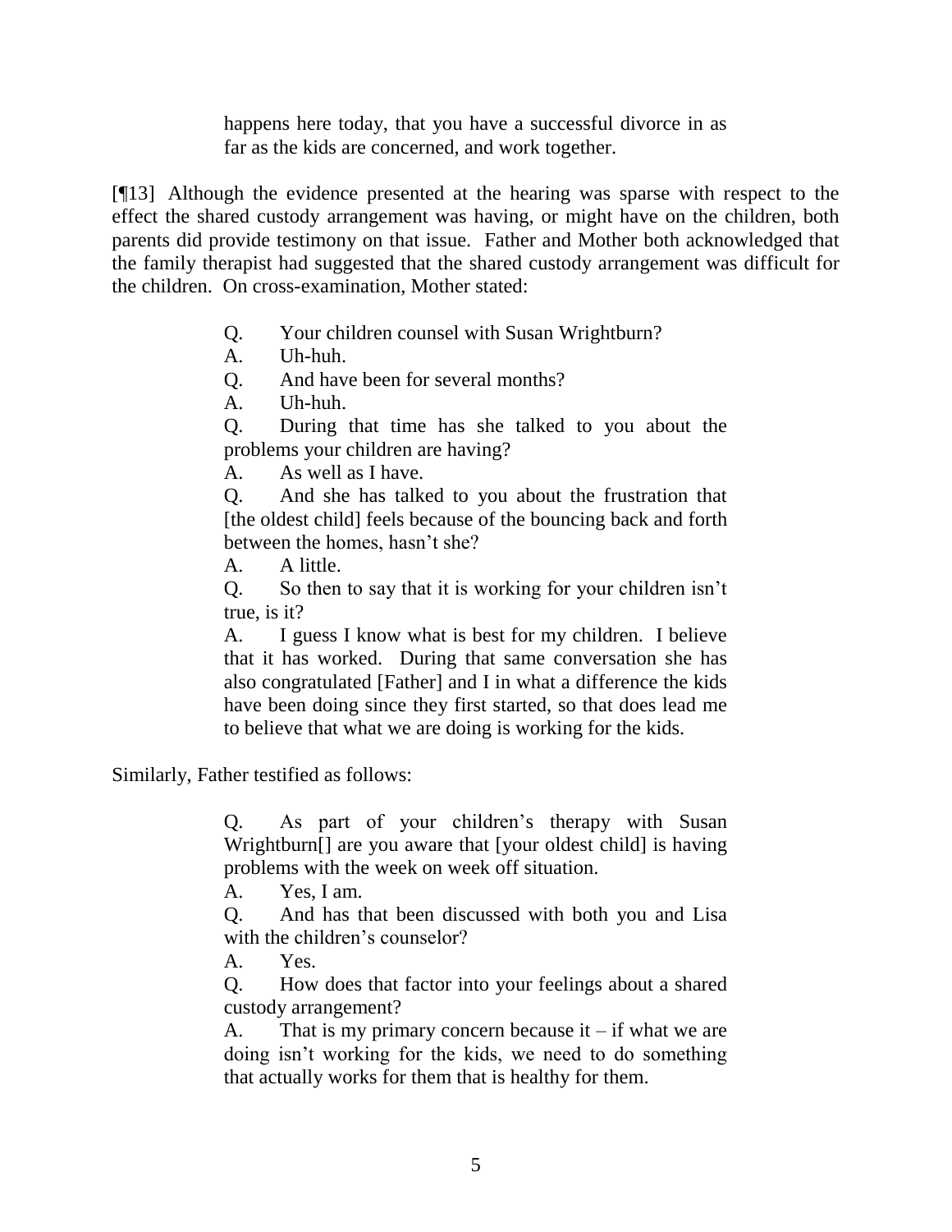> happens here today, that you have a successful divorce in as far as the kids are concerned, and work together.

[¶13] Although the evidence presented at the hearing was sparse with respect to the effect the shared custody arrangement was having, or might have on the children, both parents did provide testimony on that issue. Father and Mother both acknowledged that the family therapist had suggested that the shared custody arrangement was difficult for the children. On cross-examination, Mother stated:

> Q. Your children counsel with Susan Wrightburn?
>
> A. Uh-huh.
>
> Q. And have been for several months?
>
> A. Uh-huh.
>
> Q. During that time has she talked to you about the problems your children are having?
>
> A. As well as I have.
>
> Q. And she has talked to you about the frustration that [the oldest child] feels because of the bouncing back and forth between the homes, hasn't she?
>
> A. A little.
>
> Q. So then to say that it is working for your children isn't true, is it?
>
> A. I guess I know what is best for my children. I believe that it has worked. During that same conversation she has also congratulated [Father] and I in what a difference the kids have been doing since they first started, so that does lead me to believe that what we are doing is working for the kids.

Similarly, Father testified as follows:

> Q. As part of your children's therapy with Susan Wrightburn[] are you aware that [your oldest child] is having problems with the week on week off situation.
>
> A. Yes, I am.
>
> Q. And has that been discussed with both you and Lisa with the children's counselor?
>
> A. Yes.
>
> Q. How does that factor into your feelings about a shared custody arrangement?
>
> A. That is my primary concern because it – if what we are doing isn't working for the kids, we need to do something that actually works for them that is healthy for them.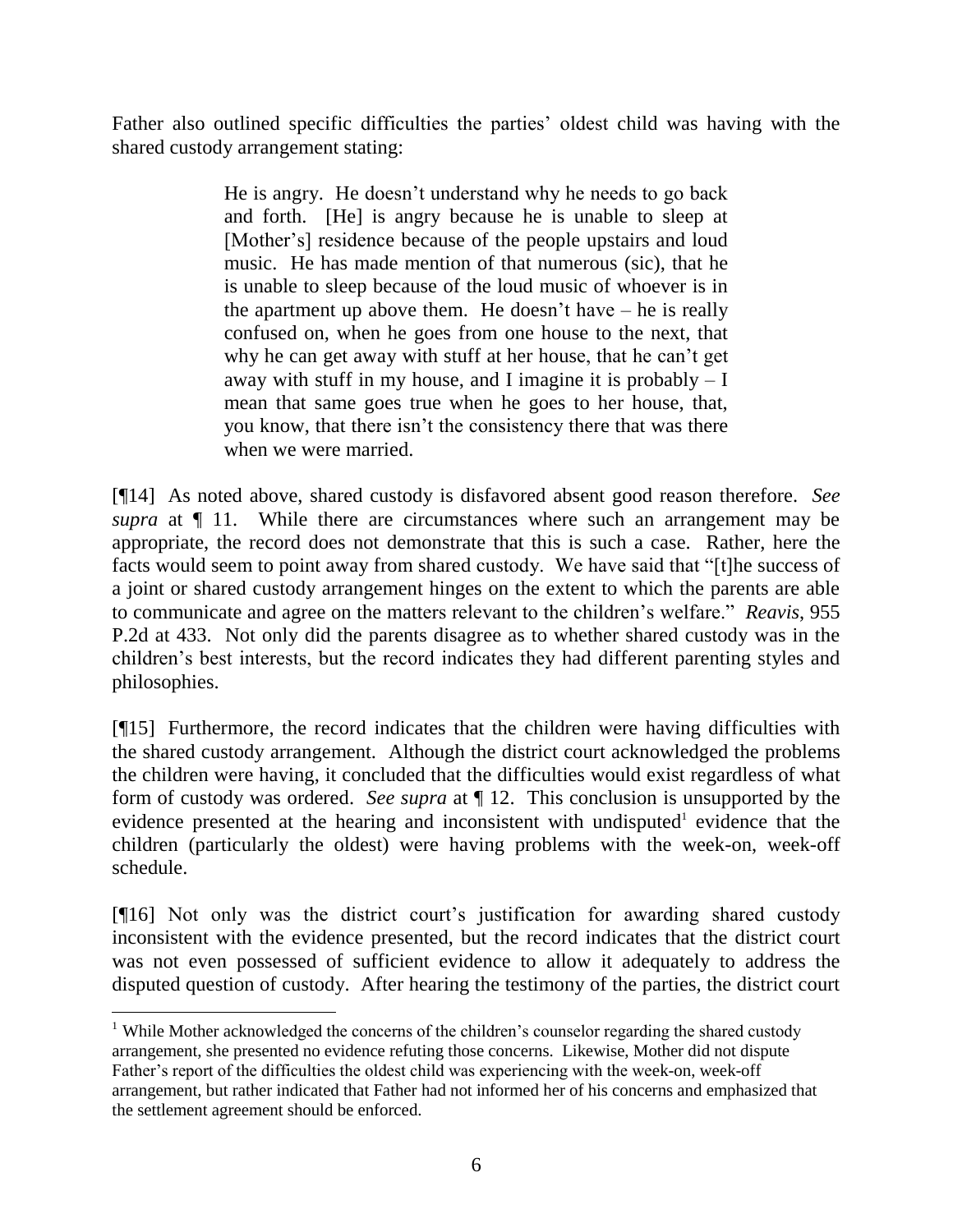Father also outlined specific difficulties the parties' oldest child was having with the shared custody arrangement stating:

> He is angry. He doesn't understand why he needs to go back and forth. [He] is angry because he is unable to sleep at [Mother's] residence because of the people upstairs and loud music. He has made mention of that numerous (sic), that he is unable to sleep because of the loud music of whoever is in the apartment up above them. He doesn't have – he is really confused on, when he goes from one house to the next, that why he can get away with stuff at her house, that he can't get away with stuff in my house, and I imagine it is probably – I mean that same goes true when he goes to her house, that, you know, that there isn't the consistency there that was there when we were married.

[¶14] As noted above, shared custody is disfavored absent good reason therefore. *See supra* at ¶ 11. While there are circumstances where such an arrangement may be appropriate, the record does not demonstrate that this is such a case. Rather, here the facts would seem to point away from shared custody. We have said that "[t]he success of a joint or shared custody arrangement hinges on the extent to which the parents are able to communicate and agree on the matters relevant to the children's welfare." *Reavis*, 955 P.2d at 433. Not only did the parents disagree as to whether shared custody was in the children's best interests, but the record indicates they had different parenting styles and philosophies.

[¶15] Furthermore, the record indicates that the children were having difficulties with the shared custody arrangement. Although the district court acknowledged the problems the children were having, it concluded that the difficulties would exist regardless of what form of custody was ordered. *See supra* at ¶ 12. This conclusion is unsupported by the evidence presented at the hearing and inconsistent with undisputed[1] evidence that the children (particularly the oldest) were having problems with the week-on, week-off schedule.

[¶16] Not only was the district court's justification for awarding shared custody inconsistent with the evidence presented, but the record indicates that the district court was not even possessed of sufficient evidence to allow it adequately to address the disputed question of custody. After hearing the testimony of the parties, the district court

---

[1] While Mother acknowledged the concerns of the children's counselor regarding the shared custody arrangement, she presented no evidence refuting those concerns. Likewise, Mother did not dispute Father's report of the difficulties the oldest child was experiencing with the week-on, week-off arrangement, but rather indicated that Father had not informed her of his concerns and emphasized that the settlement agreement should be enforced.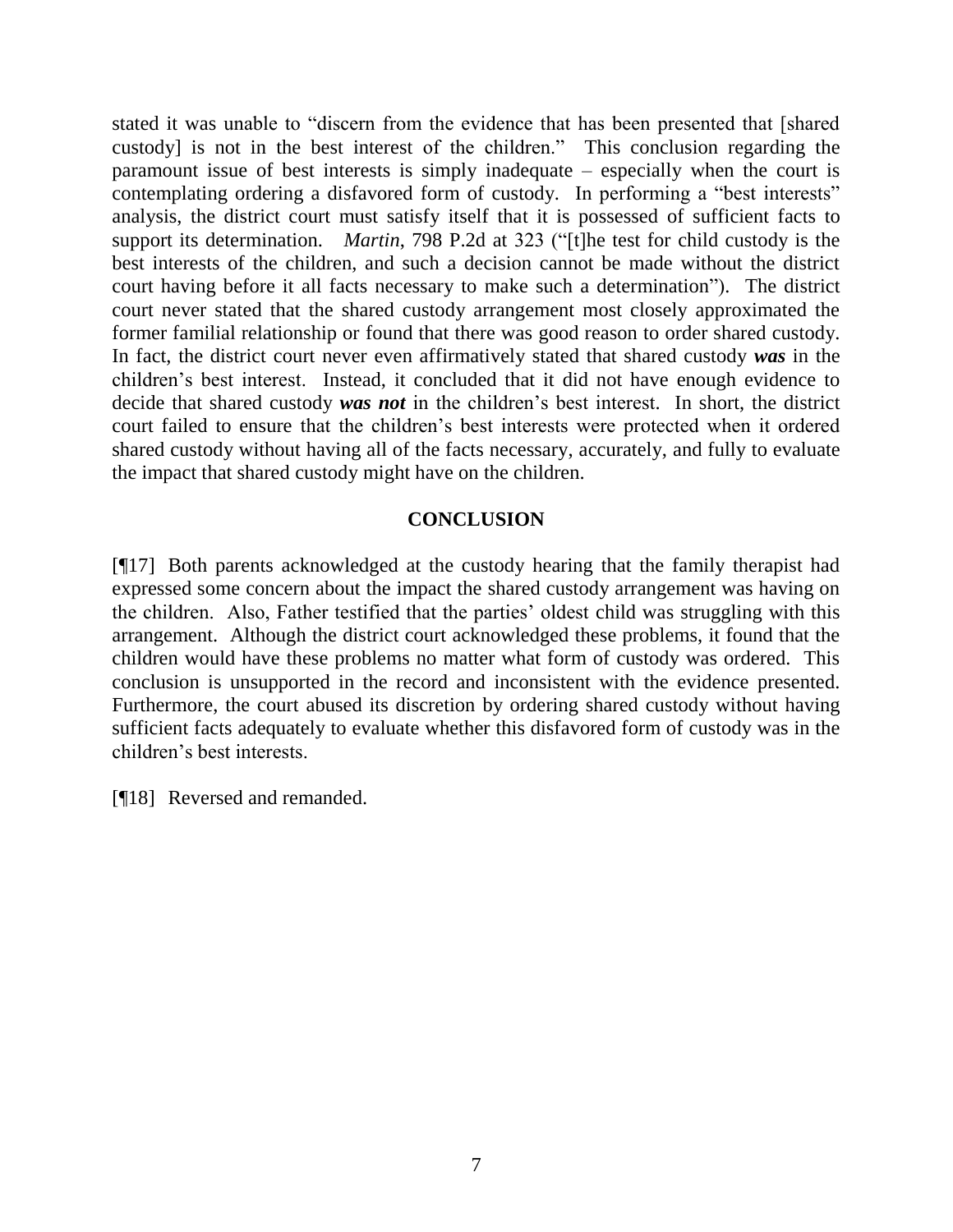stated it was unable to "discern from the evidence that has been presented that [shared custody] is not in the best interest of the children." This conclusion regarding the paramount issue of best interests is simply inadequate – especially when the court is contemplating ordering a disfavored form of custody. In performing a "best interests" analysis, the district court must satisfy itself that it is possessed of sufficient facts to support its determination. *Martin*, 798 P.2d at 323 ("[t]he test for child custody is the best interests of the children, and such a decision cannot be made without the district court having before it all facts necessary to make such a determination"). The district court never stated that the shared custody arrangement most closely approximated the former familial relationship or found that there was good reason to order shared custody. In fact, the district court never even affirmatively stated that shared custody ***was*** in the children's best interest. Instead, it concluded that it did not have enough evidence to decide that shared custody ***was not*** in the children's best interest. In short, the district court failed to ensure that the children's best interests were protected when it ordered shared custody without having all of the facts necessary, accurately, and fully to evaluate the impact that shared custody might have on the children.

## CONCLUSION

[¶17] Both parents acknowledged at the custody hearing that the family therapist had expressed some concern about the impact the shared custody arrangement was having on the children. Also, Father testified that the parties' oldest child was struggling with this arrangement. Although the district court acknowledged these problems, it found that the children would have these problems no matter what form of custody was ordered. This conclusion is unsupported in the record and inconsistent with the evidence presented. Furthermore, the court abused its discretion by ordering shared custody without having sufficient facts adequately to evaluate whether this disfavored form of custody was in the children's best interests.

[¶18] Reversed and remanded.